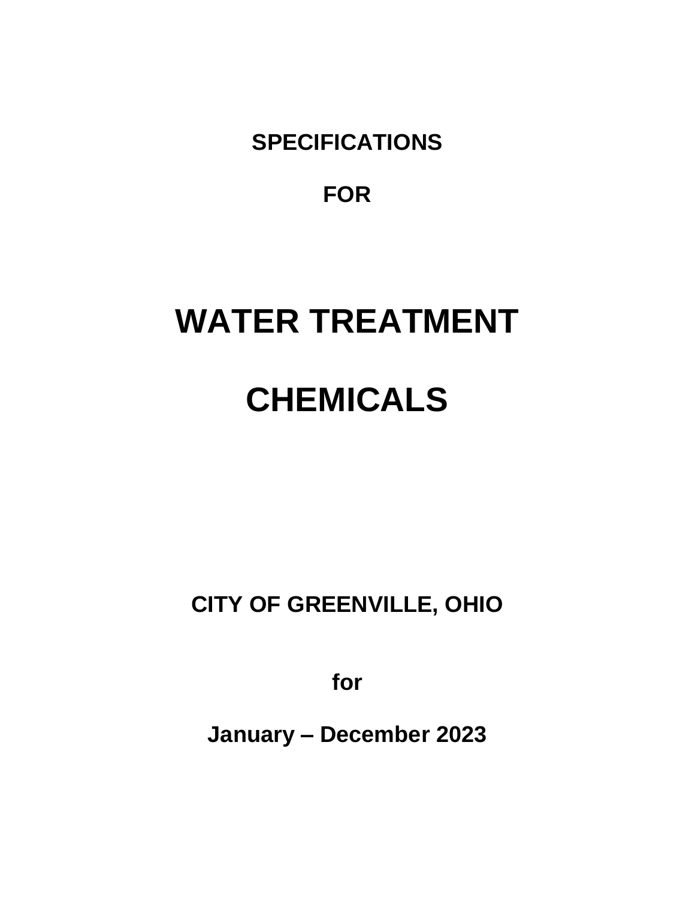**SPECIFICATIONS**

**FOR**

# WATER TREATMENT

# CHEMICALS

**CITY OF GREENVILLE, OHIO**

**for**

**January – December 2023**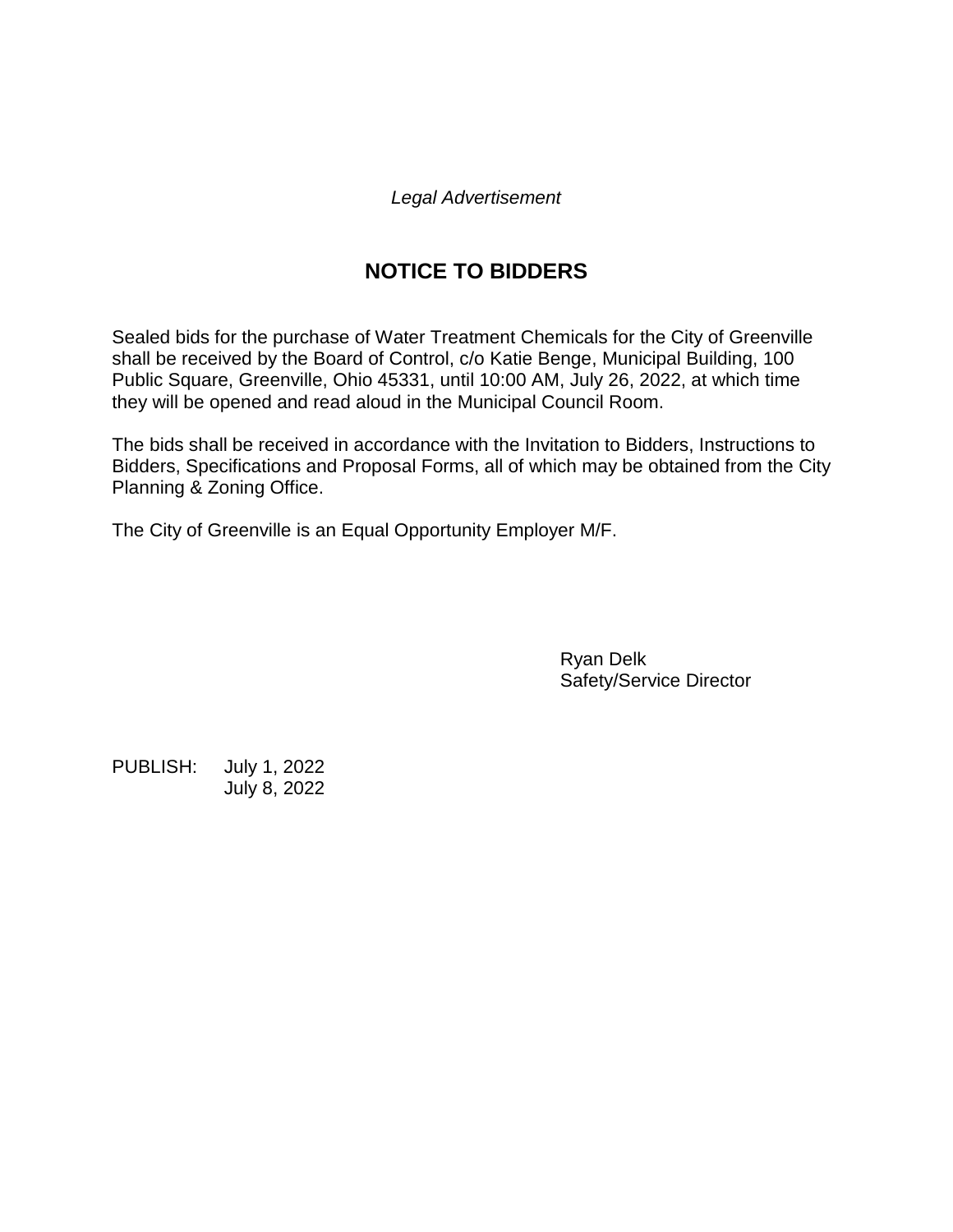*Legal Advertisement*

# NOTICE TO BIDDERS

Sealed bids for the purchase of Water Treatment Chemicals for the City of Greenville shall be received by the Board of Control, c/o Katie Benge, Municipal Building, 100 Public Square, Greenville, Ohio 45331, until 10:00 AM, July 26, 2022, at which time they will be opened and read aloud in the Municipal Council Room.

The bids shall be received in accordance with the Invitation to Bidders, Instructions to Bidders, Specifications and Proposal Forms, all of which may be obtained from the City Planning & Zoning Office.

The City of Greenville is an Equal Opportunity Employer M/F.

Ryan Delk
Safety/Service Director

PUBLISH: July 1, 2022
July 8, 2022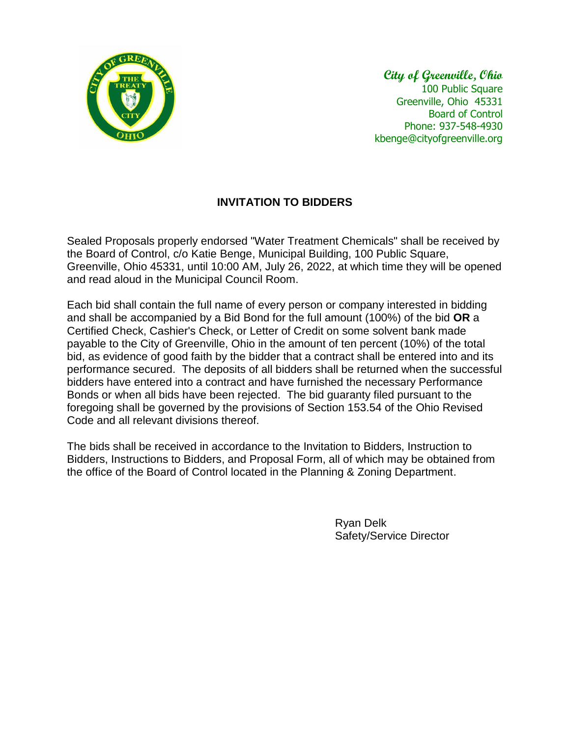**City of Greenville, Ohio**
100 Public Square
Greenville, Ohio 45331
Board of Control
Phone: 937-548-4930
kbenge@cityofgreenville.org

## INVITATION TO BIDDERS

Sealed Proposals properly endorsed "Water Treatment Chemicals" shall be received by the Board of Control, c/o Katie Benge, Municipal Building, 100 Public Square, Greenville, Ohio 45331, until 10:00 AM, July 26, 2022, at which time they will be opened and read aloud in the Municipal Council Room.

Each bid shall contain the full name of every person or company interested in bidding and shall be accompanied by a Bid Bond for the full amount (100%) of the bid **OR** a Certified Check, Cashier's Check, or Letter of Credit on some solvent bank made payable to the City of Greenville, Ohio in the amount of ten percent (10%) of the total bid, as evidence of good faith by the bidder that a contract shall be entered into and its performance secured. The deposits of all bidders shall be returned when the successful bidders have entered into a contract and have furnished the necessary Performance Bonds or when all bids have been rejected. The bid guaranty filed pursuant to the foregoing shall be governed by the provisions of Section 153.54 of the Ohio Revised Code and all relevant divisions thereof.

The bids shall be received in accordance to the Invitation to Bidders, Instruction to Bidders, Instructions to Bidders, and Proposal Form, all of which may be obtained from the office of the Board of Control located in the Planning & Zoning Department.

Ryan Delk
Safety/Service Director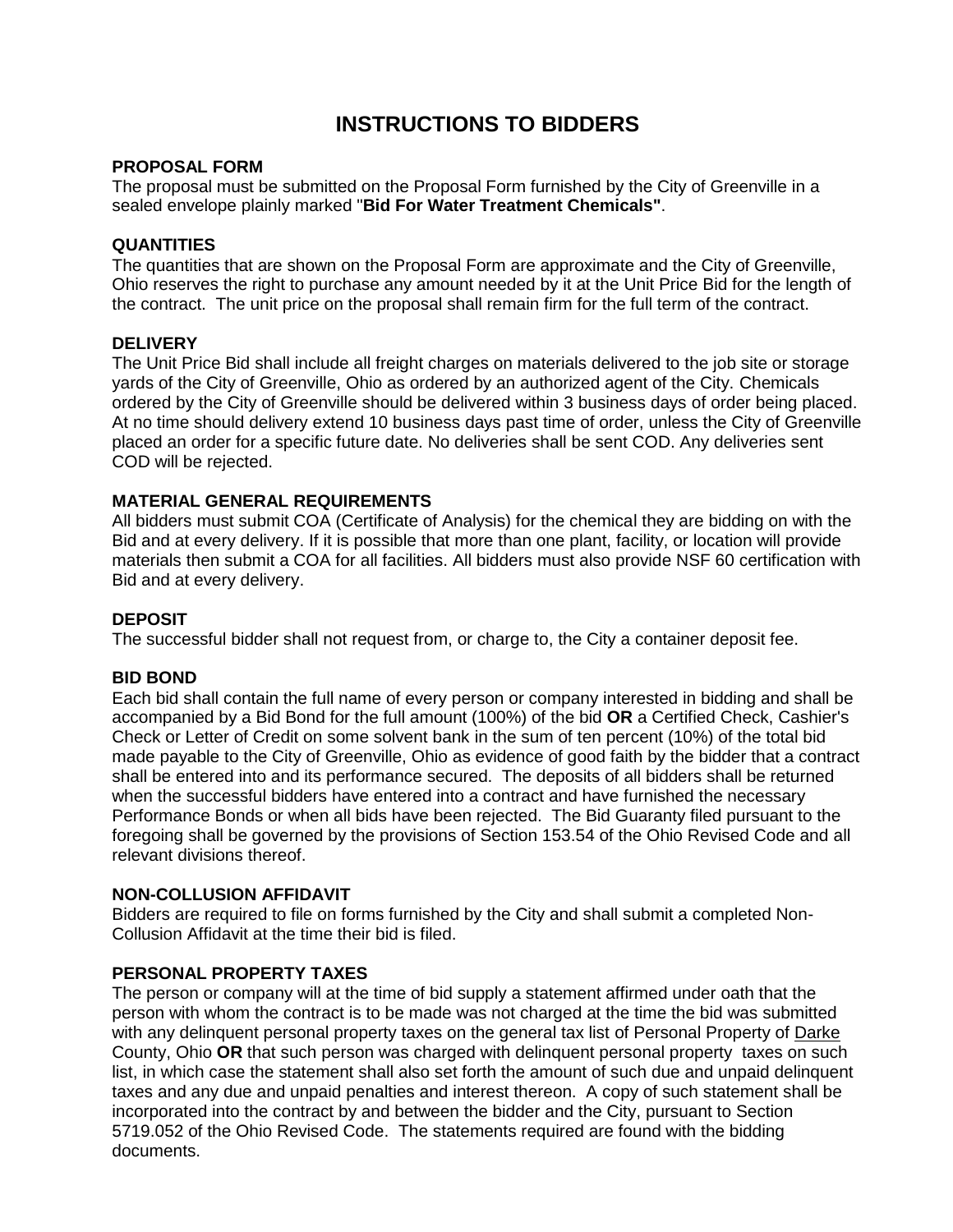# INSTRUCTIONS TO BIDDERS

## PROPOSAL FORM

The proposal must be submitted on the Proposal Form furnished by the City of Greenville in a sealed envelope plainly marked "**Bid For Water Treatment Chemicals"**.

## QUANTITIES

The quantities that are shown on the Proposal Form are approximate and the City of Greenville, Ohio reserves the right to purchase any amount needed by it at the Unit Price Bid for the length of the contract. The unit price on the proposal shall remain firm for the full term of the contract.

## DELIVERY

The Unit Price Bid shall include all freight charges on materials delivered to the job site or storage yards of the City of Greenville, Ohio as ordered by an authorized agent of the City. Chemicals ordered by the City of Greenville should be delivered within 3 business days of order being placed. At no time should delivery extend 10 business days past time of order, unless the City of Greenville placed an order for a specific future date. No deliveries shall be sent COD. Any deliveries sent COD will be rejected.

## MATERIAL GENERAL REQUIREMENTS

All bidders must submit COA (Certificate of Analysis) for the chemical they are bidding on with the Bid and at every delivery. If it is possible that more than one plant, facility, or location will provide materials then submit a COA for all facilities. All bidders must also provide NSF 60 certification with Bid and at every delivery.

## DEPOSIT

The successful bidder shall not request from, or charge to, the City a container deposit fee.

## BID BOND

Each bid shall contain the full name of every person or company interested in bidding and shall be accompanied by a Bid Bond for the full amount (100%) of the bid **OR** a Certified Check, Cashier's Check or Letter of Credit on some solvent bank in the sum of ten percent (10%) of the total bid made payable to the City of Greenville, Ohio as evidence of good faith by the bidder that a contract shall be entered into and its performance secured. The deposits of all bidders shall be returned when the successful bidders have entered into a contract and have furnished the necessary Performance Bonds or when all bids have been rejected. The Bid Guaranty filed pursuant to the foregoing shall be governed by the provisions of Section 153.54 of the Ohio Revised Code and all relevant divisions thereof.

## NON-COLLUSION AFFIDAVIT

Bidders are required to file on forms furnished by the City and shall submit a completed Non-Collusion Affidavit at the time their bid is filed.

## PERSONAL PROPERTY TAXES

The person or company will at the time of bid supply a statement affirmed under oath that the person with whom the contract is to be made was not charged at the time the bid was submitted with any delinquent personal property taxes on the general tax list of Personal Property of Darke County, Ohio **OR** that such person was charged with delinquent personal property taxes on such list, in which case the statement shall also set forth the amount of such due and unpaid delinquent taxes and any due and unpaid penalties and interest thereon. A copy of such statement shall be incorporated into the contract by and between the bidder and the City, pursuant to Section 5719.052 of the Ohio Revised Code. The statements required are found with the bidding documents.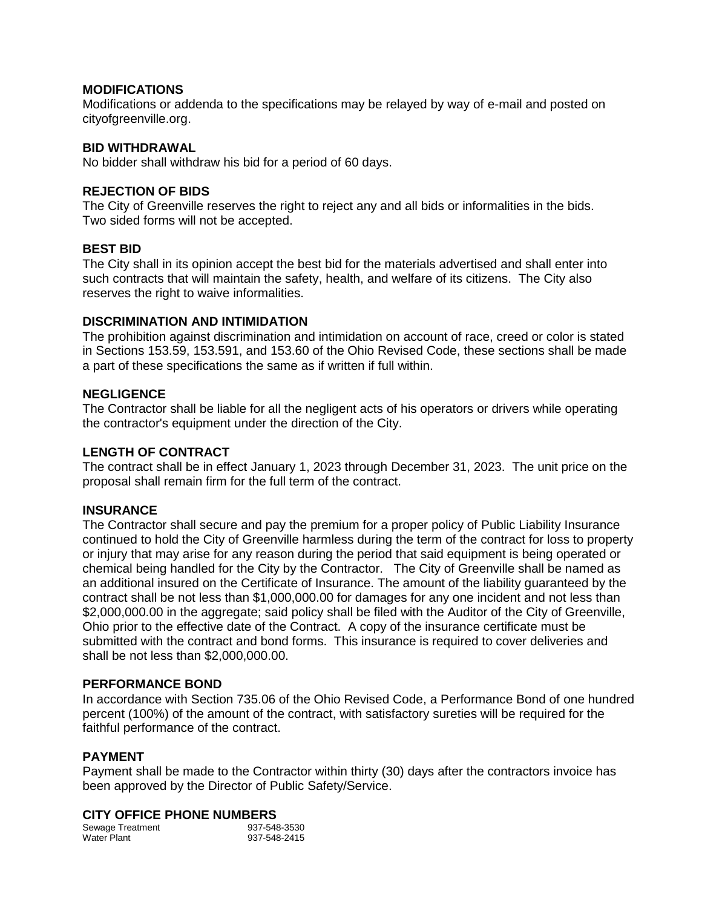**MODIFICATIONS**
Modifications or addenda to the specifications may be relayed by way of e-mail and posted on cityofgreenville.org.

**BID WITHDRAWAL**
No bidder shall withdraw his bid for a period of 60 days.

**REJECTION OF BIDS**
The City of Greenville reserves the right to reject any and all bids or informalities in the bids. Two sided forms will not be accepted.

**BEST BID**
The City shall in its opinion accept the best bid for the materials advertised and shall enter into such contracts that will maintain the safety, health, and welfare of its citizens. The City also reserves the right to waive informalities.

**DISCRIMINATION AND INTIMIDATION**
The prohibition against discrimination and intimidation on account of race, creed or color is stated in Sections 153.59, 153.591, and 153.60 of the Ohio Revised Code, these sections shall be made a part of these specifications the same as if written if full within.

**NEGLIGENCE**
The Contractor shall be liable for all the negligent acts of his operators or drivers while operating the contractor's equipment under the direction of the City.

**LENGTH OF CONTRACT**
The contract shall be in effect January 1, 2023 through December 31, 2023. The unit price on the proposal shall remain firm for the full term of the contract.

**INSURANCE**
The Contractor shall secure and pay the premium for a proper policy of Public Liability Insurance continued to hold the City of Greenville harmless during the term of the contract for loss to property or injury that may arise for any reason during the period that said equipment is being operated or chemical being handled for the City by the Contractor. The City of Greenville shall be named as an additional insured on the Certificate of Insurance. The amount of the liability guaranteed by the contract shall be not less than $1,000,000.00 for damages for any one incident and not less than $2,000,000.00 in the aggregate; said policy shall be filed with the Auditor of the City of Greenville, Ohio prior to the effective date of the Contract. A copy of the insurance certificate must be submitted with the contract and bond forms. This insurance is required to cover deliveries and shall be not less than $2,000,000.00.

**PERFORMANCE BOND**
In accordance with Section 735.06 of the Ohio Revised Code, a Performance Bond of one hundred percent (100%) of the amount of the contract, with satisfactory sureties will be required for the faithful performance of the contract.

**PAYMENT**
Payment shall be made to the Contractor within thirty (30) days after the contractors invoice has been approved by the Director of Public Safety/Service.

**CITY OFFICE PHONE NUMBERS**

| | |
|---|---|
| Sewage Treatment | 937-548-3530 |
| Water Plant | 937-548-2415 |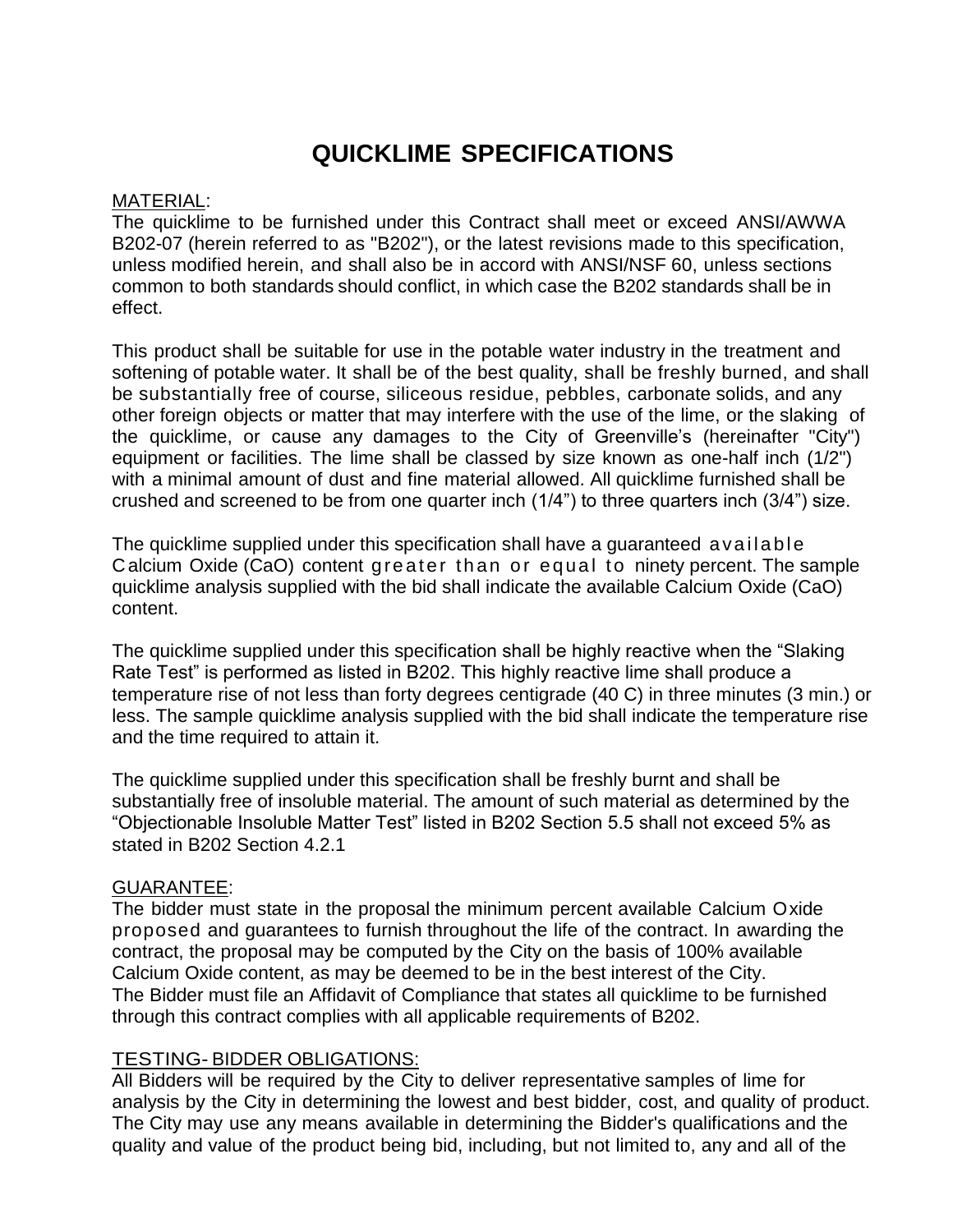# QUICKLIME SPECIFICATIONS

MATERIAL:

The quicklime to be furnished under this Contract shall meet or exceed ANSI/AWWA B202-07 (herein referred to as "B202"), or the latest revisions made to this specification, unless modified herein, and shall also be in accord with ANSI/NSF 60, unless sections common to both standards should conflict, in which case the B202 standards shall be in effect.

This product shall be suitable for use in the potable water industry in the treatment and softening of potable water. It shall be of the best quality, shall be freshly burned, and shall be substantially free of course, siliceous residue, pebbles, carbonate solids, and any other foreign objects or matter that may interfere with the use of the lime, or the slaking of the quicklime, or cause any damages to the City of Greenville's (hereinafter "City") equipment or facilities. The lime shall be classed by size known as one-half inch (1/2") with a minimal amount of dust and fine material allowed. All quicklime furnished shall be crushed and screened to be from one quarter inch (1/4") to three quarters inch (3/4") size.

The quicklime supplied under this specification shall have a guaranteed available Calcium Oxide (CaO) content greater than or equal to ninety percent. The sample quicklime analysis supplied with the bid shall indicate the available Calcium Oxide (CaO) content.

The quicklime supplied under this specification shall be highly reactive when the "Slaking Rate Test" is performed as listed in B202. This highly reactive lime shall produce a temperature rise of not less than forty degrees centigrade (40 C) in three minutes (3 min.) or less. The sample quicklime analysis supplied with the bid shall indicate the temperature rise and the time required to attain it.

The quicklime supplied under this specification shall be freshly burnt and shall be substantially free of insoluble material. The amount of such material as determined by the "Objectionable Insoluble Matter Test" listed in B202 Section 5.5 shall not exceed 5% as stated in B202 Section 4.2.1

GUARANTEE:

The bidder must state in the proposal the minimum percent available Calcium Oxide proposed and guarantees to furnish throughout the life of the contract. In awarding the contract, the proposal may be computed by the City on the basis of 100% available Calcium Oxide content, as may be deemed to be in the best interest of the City.
The Bidder must file an Affidavit of Compliance that states all quicklime to be furnished through this contract complies with all applicable requirements of B202.

TESTING- BIDDER OBLIGATIONS:

All Bidders will be required by the City to deliver representative samples of lime for analysis by the City in determining the lowest and best bidder, cost, and quality of product. The City may use any means available in determining the Bidder's qualifications and the quality and value of the product being bid, including, but not limited to, any and all of the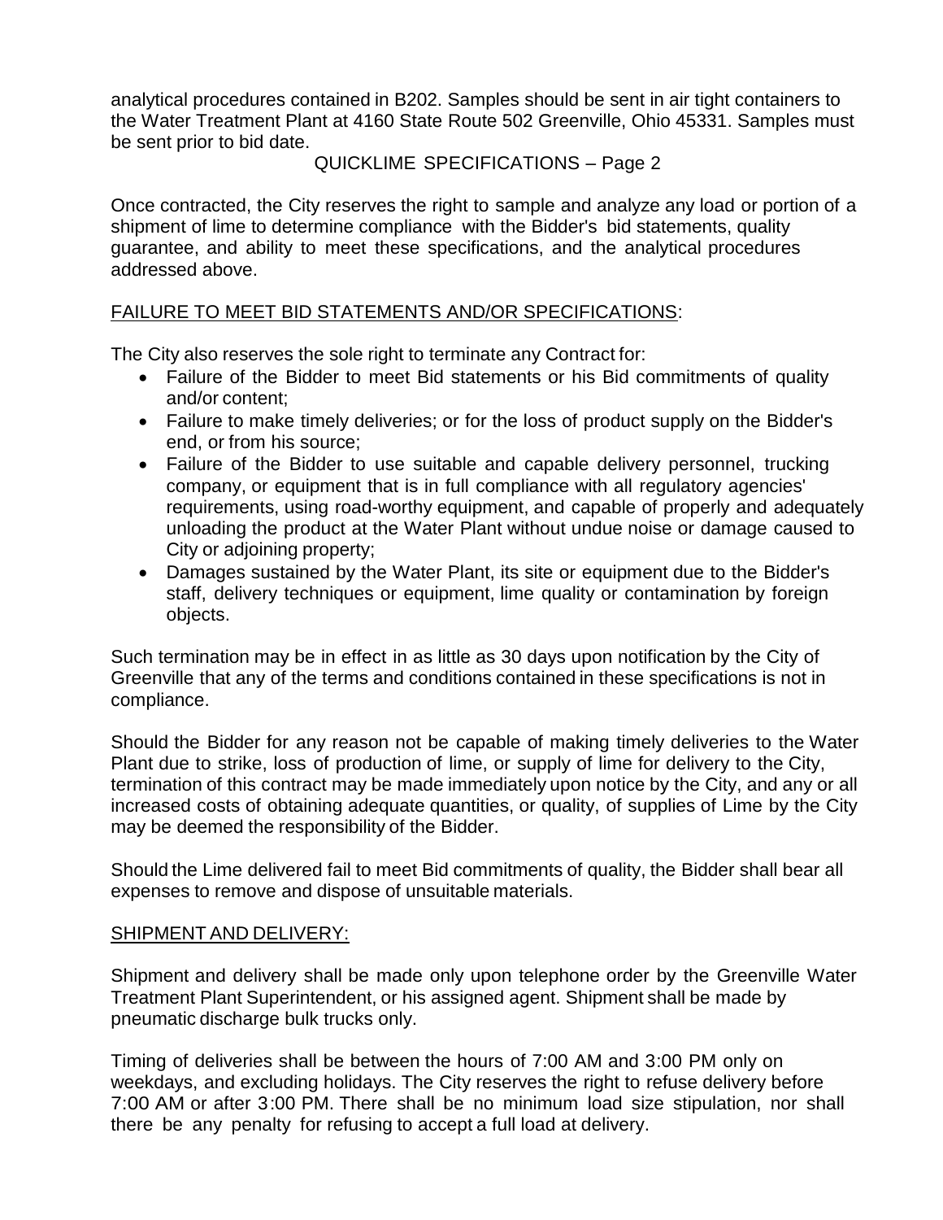analytical procedures contained in B202. Samples should be sent in air tight containers to the Water Treatment Plant at 4160 State Route 502 Greenville, Ohio 45331. Samples must be sent prior to bid date.

QUICKLIME SPECIFICATIONS – Page 2

Once contracted, the City reserves the right to sample and analyze any load or portion of a shipment of lime to determine compliance with the Bidder's bid statements, quality guarantee, and ability to meet these specifications, and the analytical procedures addressed above.

FAILURE TO MEET BID STATEMENTS AND/OR SPECIFICATIONS:

The City also reserves the sole right to terminate any Contract for:

- Failure of the Bidder to meet Bid statements or his Bid commitments of quality and/or content;
- Failure to make timely deliveries; or for the loss of product supply on the Bidder's end, or from his source;
- Failure of the Bidder to use suitable and capable delivery personnel, trucking company, or equipment that is in full compliance with all regulatory agencies' requirements, using road-worthy equipment, and capable of properly and adequately unloading the product at the Water Plant without undue noise or damage caused to City or adjoining property;
- Damages sustained by the Water Plant, its site or equipment due to the Bidder's staff, delivery techniques or equipment, lime quality or contamination by foreign objects.

Such termination may be in effect in as little as 30 days upon notification by the City of Greenville that any of the terms and conditions contained in these specifications is not in compliance.

Should the Bidder for any reason not be capable of making timely deliveries to the Water Plant due to strike, loss of production of lime, or supply of lime for delivery to the City, termination of this contract may be made immediately upon notice by the City, and any or all increased costs of obtaining adequate quantities, or quality, of supplies of Lime by the City may be deemed the responsibility of the Bidder.

Should the Lime delivered fail to meet Bid commitments of quality, the Bidder shall bear all expenses to remove and dispose of unsuitable materials.

SHIPMENT AND DELIVERY:

Shipment and delivery shall be made only upon telephone order by the Greenville Water Treatment Plant Superintendent, or his assigned agent. Shipment shall be made by pneumatic discharge bulk trucks only.

Timing of deliveries shall be between the hours of 7:00 AM and 3:00 PM only on weekdays, and excluding holidays. The City reserves the right to refuse delivery before 7:00 AM or after 3:00 PM. There shall be no minimum load size stipulation, nor shall there be any penalty for refusing to accept a full load at delivery.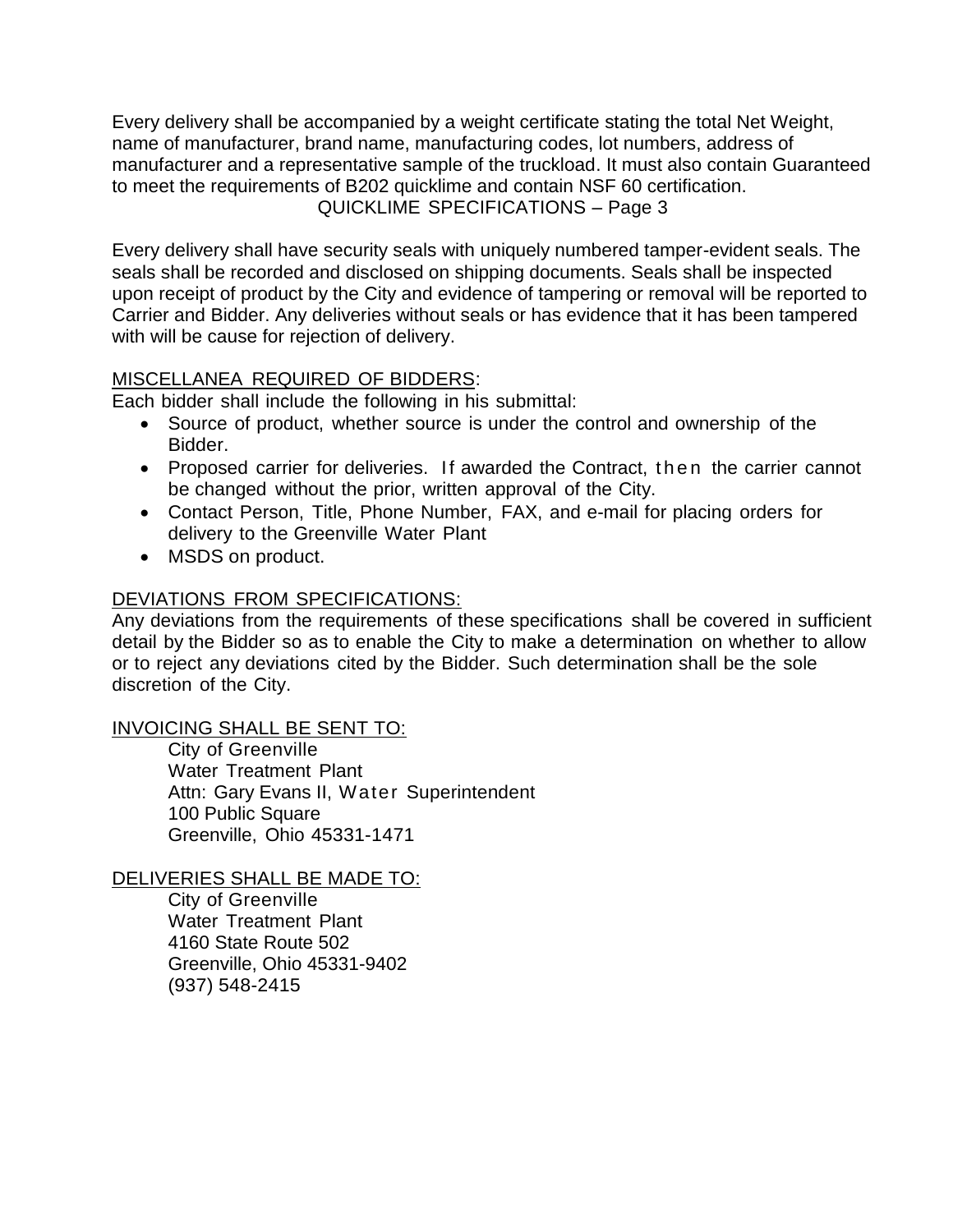Every delivery shall be accompanied by a weight certificate stating the total Net Weight, name of manufacturer, brand name, manufacturing codes, lot numbers, address of manufacturer and a representative sample of the truckload. It must also contain Guaranteed to meet the requirements of B202 quicklime and contain NSF 60 certification.

Every delivery shall have security seals with uniquely numbered tamper-evident seals. The seals shall be recorded and disclosed on shipping documents. Seals shall be inspected upon receipt of product by the City and evidence of tampering or removal will be reported to Carrier and Bidder. Any deliveries without seals or has evidence that it has been tampered with will be cause for rejection of delivery.

MISCELLANEA REQUIRED OF BIDDERS:

Each bidder shall include the following in his submittal:

- Source of product, whether source is under the control and ownership of the Bidder.
- Proposed carrier for deliveries. If awarded the Contract, then the carrier cannot be changed without the prior, written approval of the City.
- Contact Person, Title, Phone Number, FAX, and e-mail for placing orders for delivery to the Greenville Water Plant
- MSDS on product.

DEVIATIONS FROM SPECIFICATIONS:

Any deviations from the requirements of these specifications shall be covered in sufficient detail by the Bidder so as to enable the City to make a determination on whether to allow or to reject any deviations cited by the Bidder. Such determination shall be the sole discretion of the City.

INVOICING SHALL BE SENT TO:

City of Greenville
Water Treatment Plant
Attn: Gary Evans II, Water Superintendent
100 Public Square
Greenville, Ohio 45331-1471

DELIVERIES SHALL BE MADE TO:

City of Greenville
Water Treatment Plant
4160 State Route 502
Greenville, Ohio 45331-9402
(937) 548-2415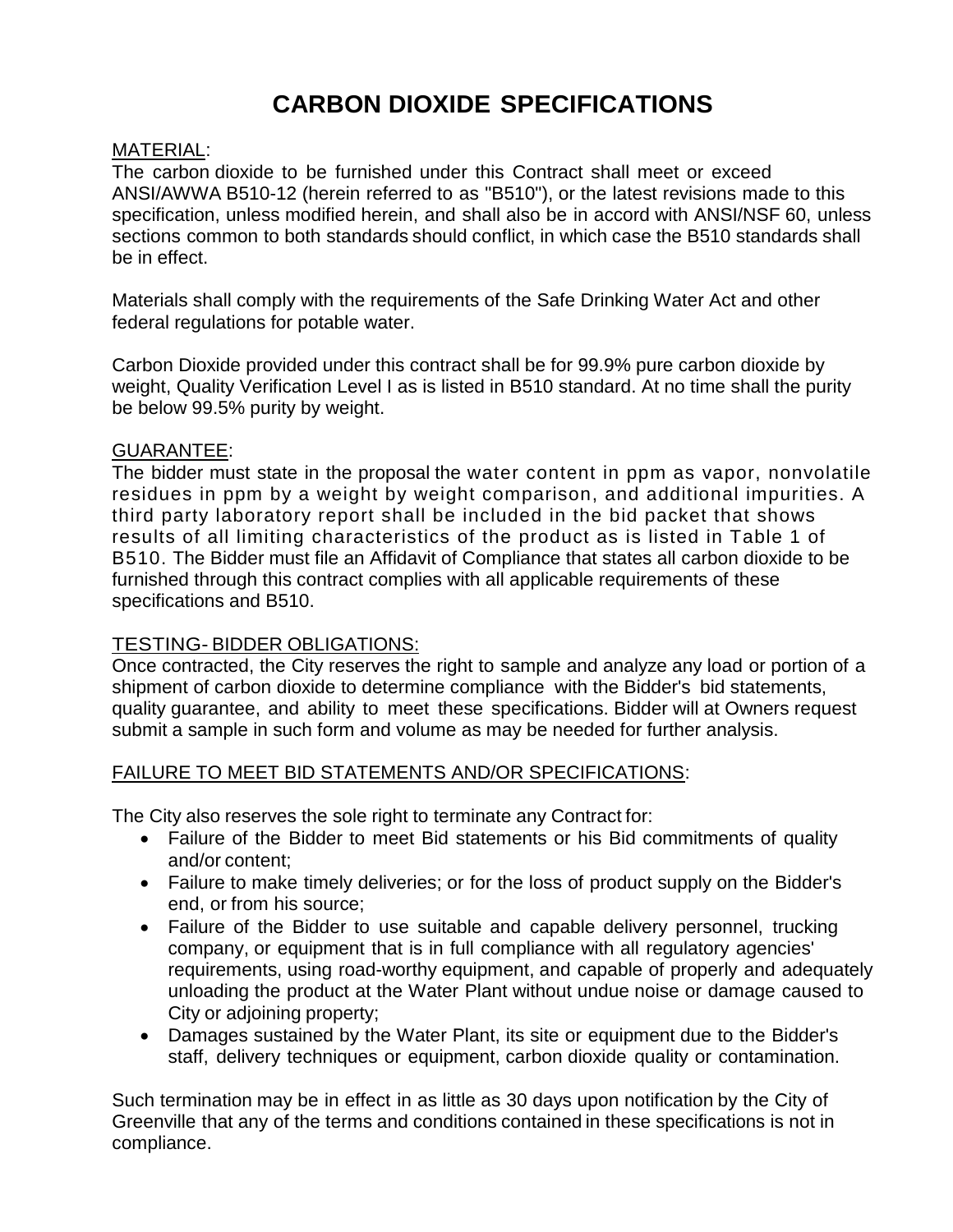# CARBON DIOXIDE SPECIFICATIONS

MATERIAL:

The carbon dioxide to be furnished under this Contract shall meet or exceed ANSI/AWWA B510-12 (herein referred to as "B510"), or the latest revisions made to this specification, unless modified herein, and shall also be in accord with ANSI/NSF 60, unless sections common to both standards should conflict, in which case the B510 standards shall be in effect.

Materials shall comply with the requirements of the Safe Drinking Water Act and other federal regulations for potable water.

Carbon Dioxide provided under this contract shall be for 99.9% pure carbon dioxide by weight, Quality Verification Level I as is listed in B510 standard. At no time shall the purity be below 99.5% purity by weight.

GUARANTEE:

The bidder must state in the proposal the water content in ppm as vapor, nonvolatile residues in ppm by a weight by weight comparison, and additional impurities. A third party laboratory report shall be included in the bid packet that shows results of all limiting characteristics of the product as is listed in Table 1 of B510. The Bidder must file an Affidavit of Compliance that states all carbon dioxide to be furnished through this contract complies with all applicable requirements of these specifications and B510.

TESTING- BIDDER OBLIGATIONS:

Once contracted, the City reserves the right to sample and analyze any load or portion of a shipment of carbon dioxide to determine compliance with the Bidder's bid statements, quality guarantee, and ability to meet these specifications. Bidder will at Owners request submit a sample in such form and volume as may be needed for further analysis.

FAILURE TO MEET BID STATEMENTS AND/OR SPECIFICATIONS:

The City also reserves the sole right to terminate any Contract for:

- Failure of the Bidder to meet Bid statements or his Bid commitments of quality and/or content;
- Failure to make timely deliveries; or for the loss of product supply on the Bidder's end, or from his source;
- Failure of the Bidder to use suitable and capable delivery personnel, trucking company, or equipment that is in full compliance with all regulatory agencies' requirements, using road-worthy equipment, and capable of properly and adequately unloading the product at the Water Plant without undue noise or damage caused to City or adjoining property;
- Damages sustained by the Water Plant, its site or equipment due to the Bidder's staff, delivery techniques or equipment, carbon dioxide quality or contamination.

Such termination may be in effect in as little as 30 days upon notification by the City of Greenville that any of the terms and conditions contained in these specifications is not in compliance.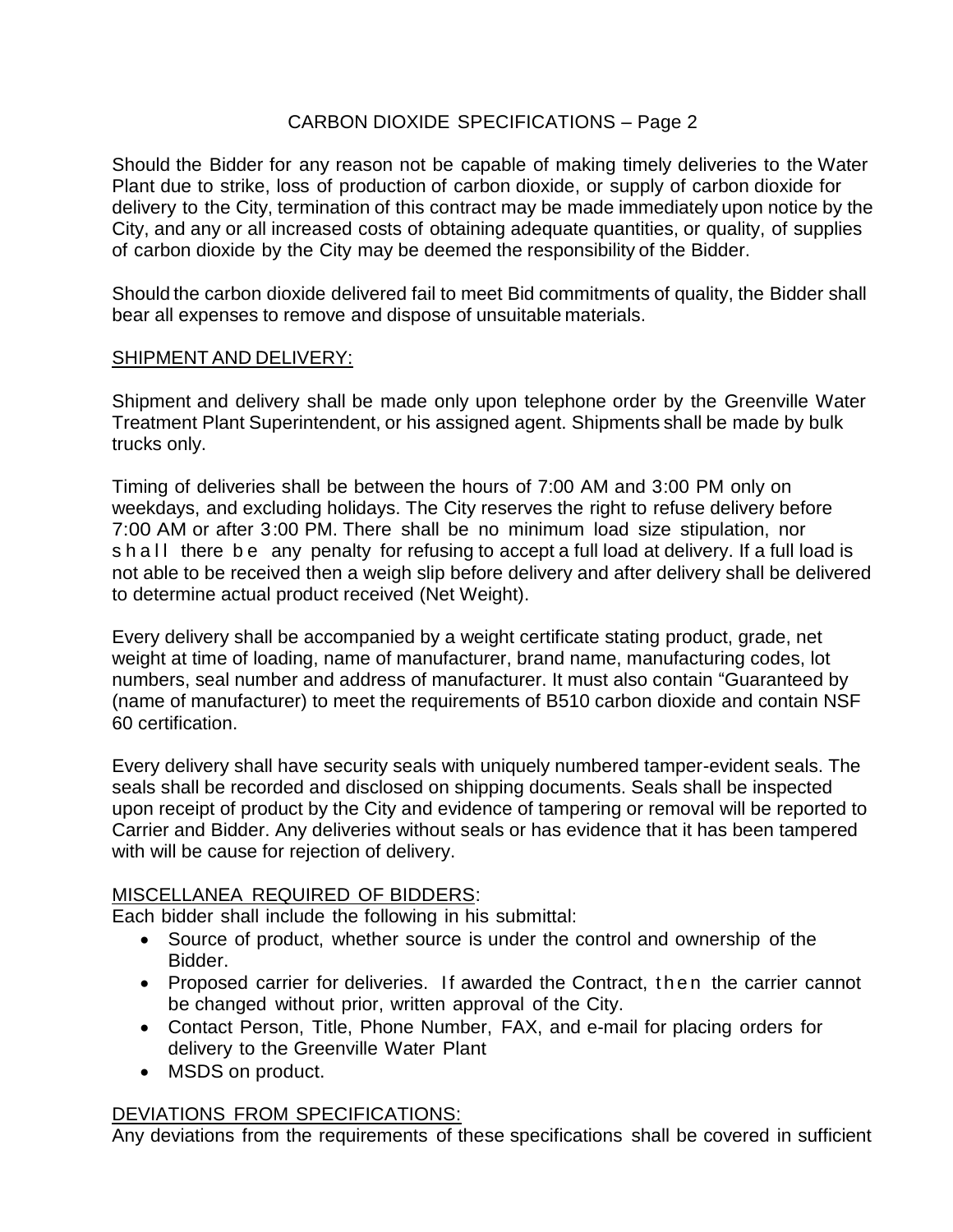## CARBON DIOXIDE SPECIFICATIONS – Page 2

Should the Bidder for any reason not be capable of making timely deliveries to the Water Plant due to strike, loss of production of carbon dioxide, or supply of carbon dioxide for delivery to the City, termination of this contract may be made immediately upon notice by the City, and any or all increased costs of obtaining adequate quantities, or quality, of supplies of carbon dioxide by the City may be deemed the responsibility of the Bidder.

Should the carbon dioxide delivered fail to meet Bid commitments of quality, the Bidder shall bear all expenses to remove and dispose of unsuitable materials.

<u>SHIPMENT AND DELIVERY:</u>

Shipment and delivery shall be made only upon telephone order by the Greenville Water Treatment Plant Superintendent, or his assigned agent. Shipments shall be made by bulk trucks only.

Timing of deliveries shall be between the hours of 7:00 AM and 3:00 PM only on weekdays, and excluding holidays. The City reserves the right to refuse delivery before 7:00 AM or after 3:00 PM. There shall be no minimum load size stipulation, nor shall there be any penalty for refusing to accept a full load at delivery. If a full load is not able to be received then a weigh slip before delivery and after delivery shall be delivered to determine actual product received (Net Weight).

Every delivery shall be accompanied by a weight certificate stating product, grade, net weight at time of loading, name of manufacturer, brand name, manufacturing codes, lot numbers, seal number and address of manufacturer. It must also contain "Guaranteed by (name of manufacturer) to meet the requirements of B510 carbon dioxide and contain NSF 60 certification.

Every delivery shall have security seals with uniquely numbered tamper-evident seals. The seals shall be recorded and disclosed on shipping documents. Seals shall be inspected upon receipt of product by the City and evidence of tampering or removal will be reported to Carrier and Bidder. Any deliveries without seals or has evidence that it has been tampered with will be cause for rejection of delivery.

<u>MISCELLANEA REQUIRED OF BIDDERS</u>:

Each bidder shall include the following in his submittal:

- Source of product, whether source is under the control and ownership of the Bidder.
- Proposed carrier for deliveries. If awarded the Contract, then the carrier cannot be changed without prior, written approval of the City.
- Contact Person, Title, Phone Number, FAX, and e-mail for placing orders for delivery to the Greenville Water Plant
- MSDS on product.

<u>DEVIATIONS FROM SPECIFICATIONS:</u>

Any deviations from the requirements of these specifications shall be covered in sufficient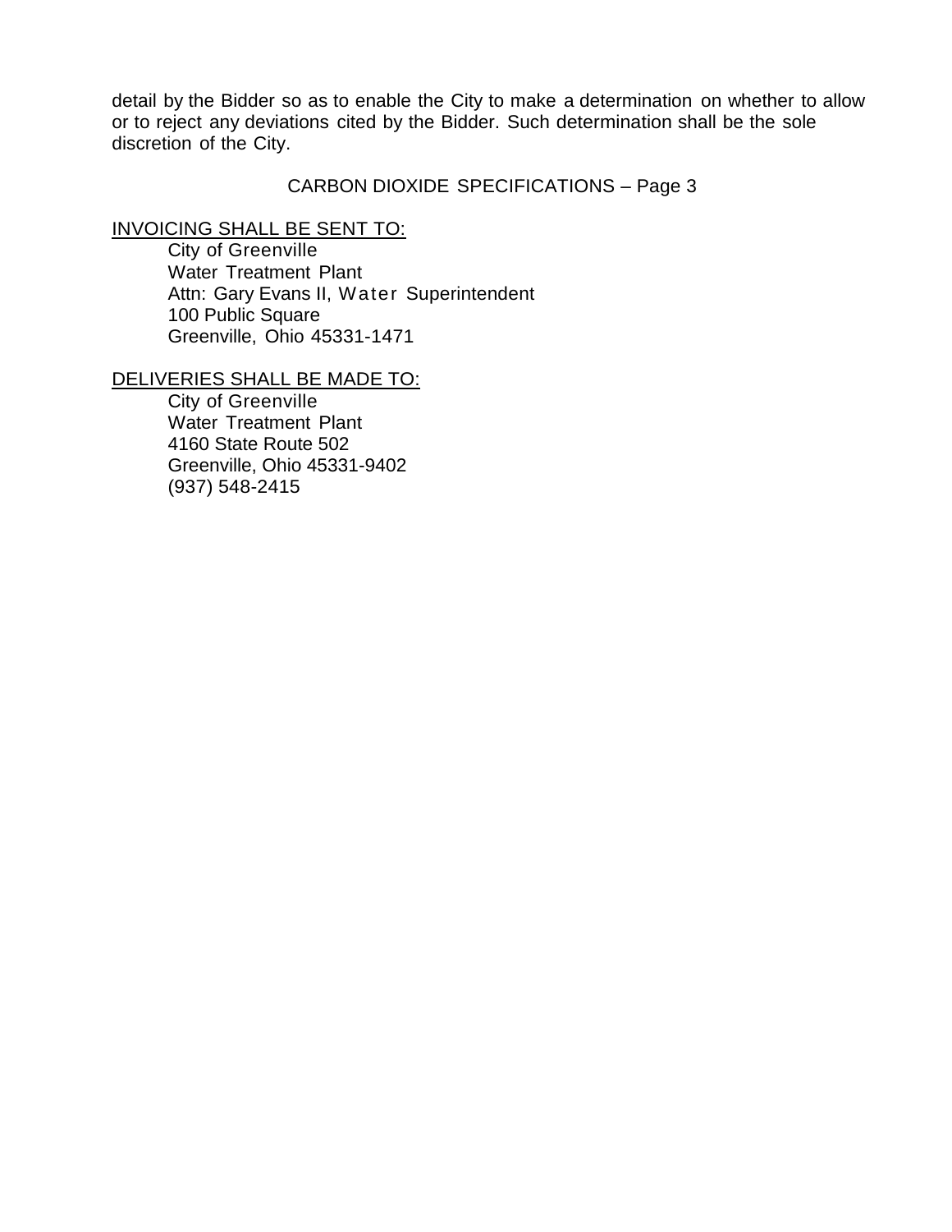detail by the Bidder so as to enable the City to make a determination on whether to allow or to reject any deviations cited by the Bidder. Such determination shall be the sole discretion of the City.

CARBON DIOXIDE SPECIFICATIONS – Page 3

INVOICING SHALL BE SENT TO:

City of Greenville
Water Treatment Plant
Attn: Gary Evans II, Water Superintendent
100 Public Square
Greenville, Ohio 45331-1471

DELIVERIES SHALL BE MADE TO:

City of Greenville
Water Treatment Plant
4160 State Route 502
Greenville, Ohio 45331-9402
(937) 548-2415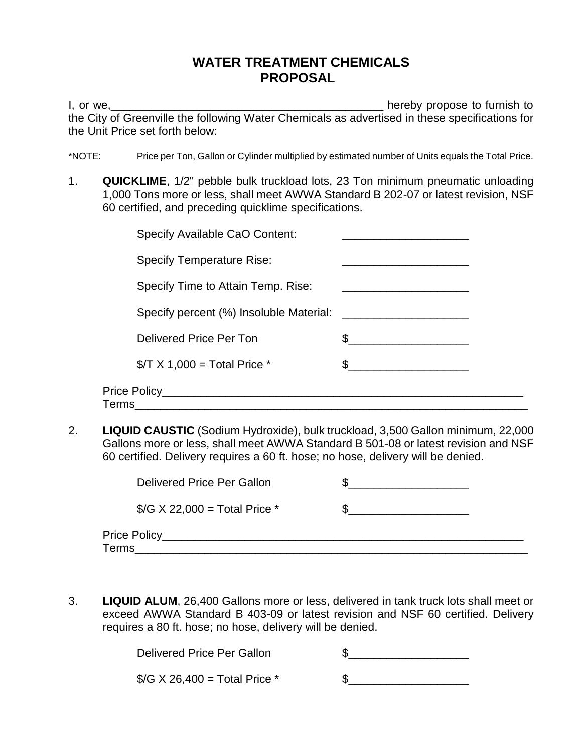# WATER TREATMENT CHEMICALS
# PROPOSAL

I, or we,____________________________________________ hereby propose to furnish to the City of Greenville the following Water Chemicals as advertised in these specifications for the Unit Price set forth below:

*NOTE: Price per Ton, Gallon or Cylinder multiplied by estimated number of Units equals the Total Price.

1. **QUICKLIME**, 1/2" pebble bulk truckload lots, 23 Ton minimum pneumatic unloading 1,000 Tons more or less, shall meet AWWA Standard B 202-07 or latest revision, NSF 60 certified, and preceding quicklime specifications.

   Specify Available CaO Content: ____________________

   Specify Temperature Rise: ____________________

   Specify Time to Attain Temp. Rise: ____________________

   Specify percent (%) Insoluble Material: ____________________

   Delivered Price Per Ton $___________________

   $/T X 1,000 = Total Price * $___________________

   Price Policy_____________________________________________________________
   Terms_________________________________________________________________

2. **LIQUID CAUSTIC** (Sodium Hydroxide), bulk truckload, 3,500 Gallon minimum, 22,000 Gallons more or less, shall meet AWWA Standard B 501-08 or latest revision and NSF 60 certified. Delivery requires a 60 ft. hose; no hose, delivery will be denied.

   Delivered Price Per Gallon $___________________

   $/G X 22,000 = Total Price * $___________________

   Price Policy_____________________________________________________________
   Terms_________________________________________________________________

3. **LIQUID ALUM**, 26,400 Gallons more or less, delivered in tank truck lots shall meet or exceed AWWA Standard B 403-09 or latest revision and NSF 60 certified. Delivery requires a 80 ft. hose; no hose, delivery will be denied.

   Delivered Price Per Gallon $___________________

   $/G X 26,400 = Total Price * $___________________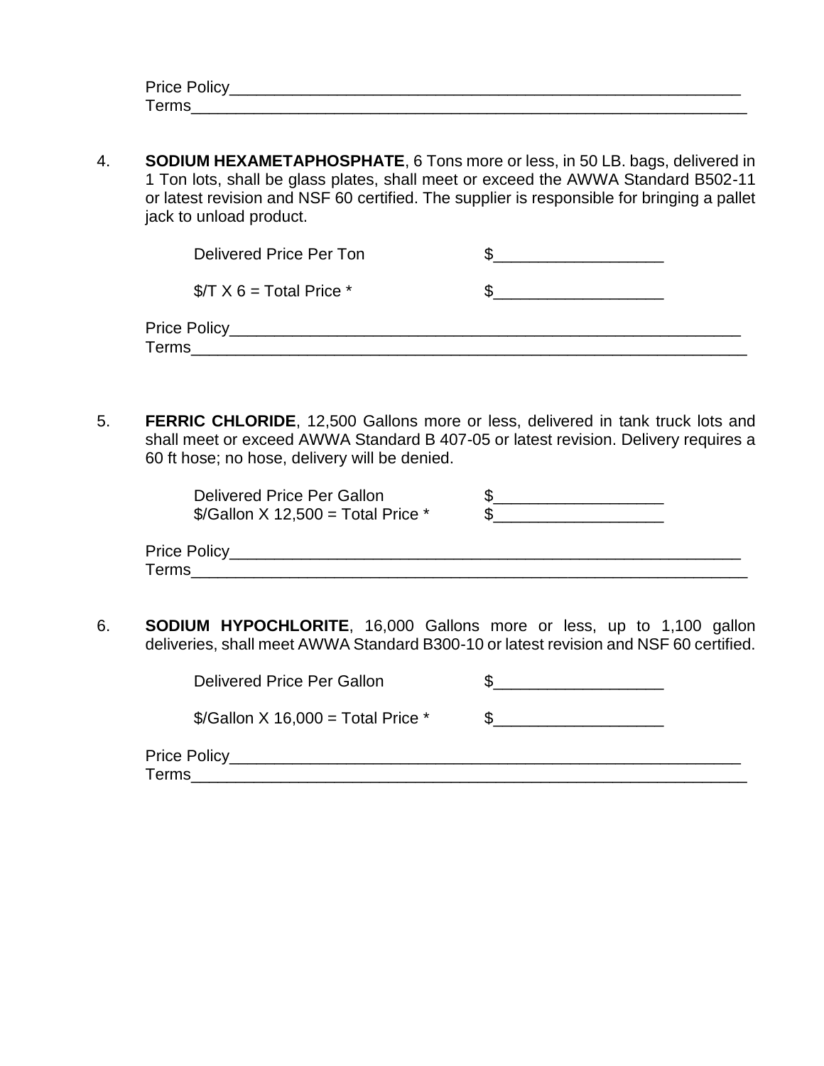Price Policy_____________________________________________________________
Terms_________________________________________________________________

4. **SODIUM HEXAMETAPHOSPHATE**, 6 Tons more or less, in 50 LB. bags, delivered in 1 Ton lots, shall be glass plates, shall meet or exceed the AWWA Standard B502-11 or latest revision and NSF 60 certified. The supplier is responsible for bringing a pallet jack to unload product.

   Delivered Price Per Ton $___________________

   $/T X 6 = Total Price * $___________________

   Price Policy_____________________________________________________________
   Terms_________________________________________________________________

5. **FERRIC CHLORIDE**, 12,500 Gallons more or less, delivered in tank truck lots and shall meet or exceed AWWA Standard B 407-05 or latest revision. Delivery requires a 60 ft hose; no hose, delivery will be denied.

   Delivered Price Per Gallon $___________________
   $/Gallon X 12,500 = Total Price * $___________________

   Price Policy_____________________________________________________________
   Terms_________________________________________________________________

6. **SODIUM HYPOCHLORITE**, 16,000 Gallons more or less, up to 1,100 gallon deliveries, shall meet AWWA Standard B300-10 or latest revision and NSF 60 certified.

   Delivered Price Per Gallon $___________________

   $/Gallon X 16,000 = Total Price * $___________________

   Price Policy_____________________________________________________________
   Terms_________________________________________________________________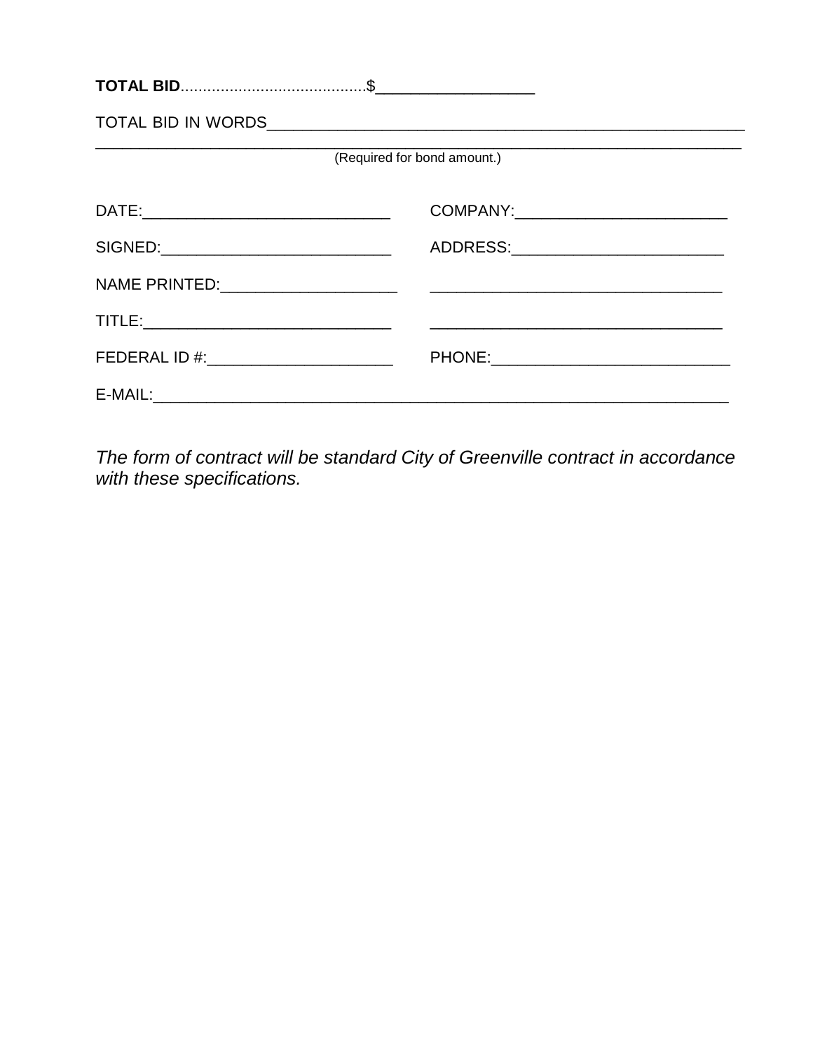**TOTAL BID**...........................................$_________________

TOTAL BID IN WORDS___________________________________________________

_____________________________________________________________________

(Required for bond amount.)

DATE:____________________________ COMPANY:________________________

SIGNED:__________________________ ADDRESS:________________________

NAME PRINTED:____________________ _________________________________

TITLE:____________________________ _________________________________

FEDERAL ID #:_____________________ PHONE:___________________________

E-MAIL:__________________________________________________________

*The form of contract will be standard City of Greenville contract in accordance with these specifications.*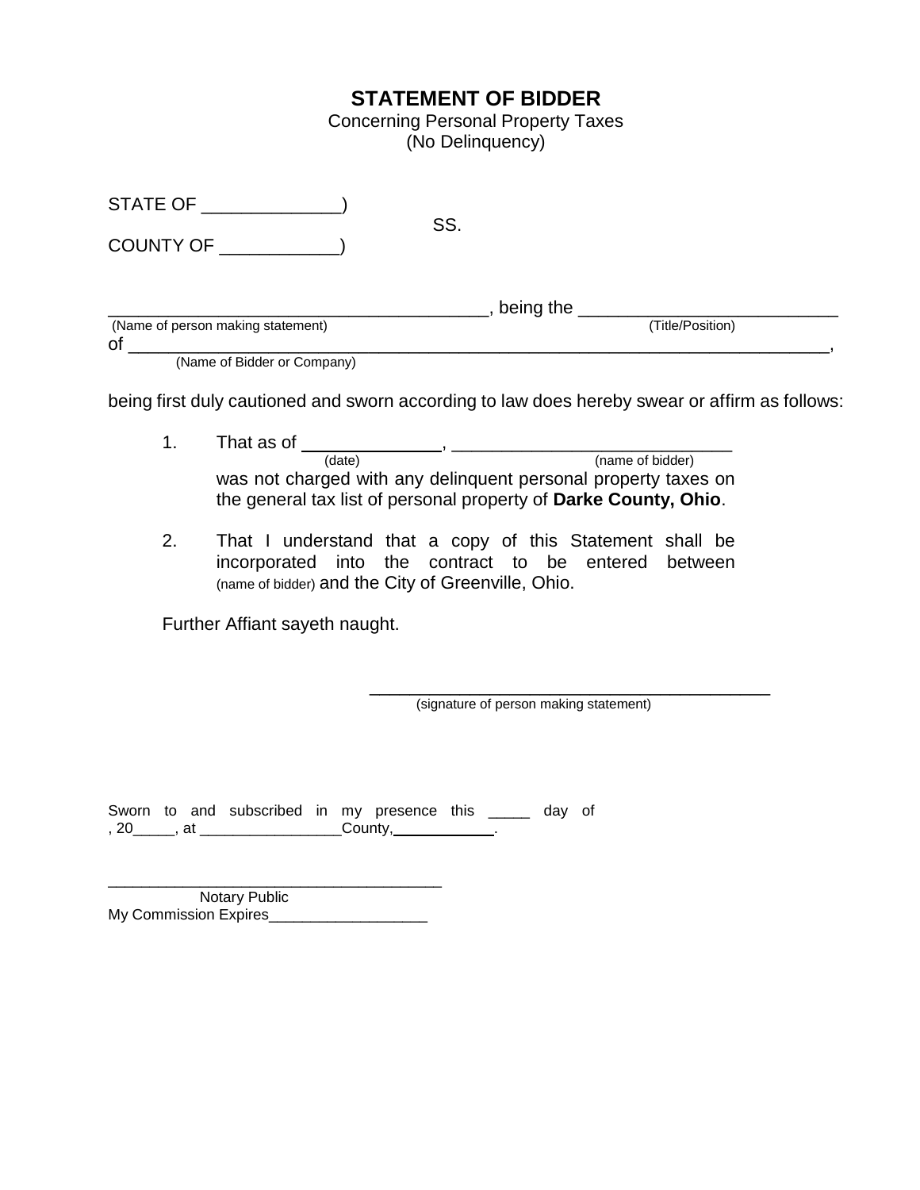# STATEMENT OF BIDDER

Concerning Personal Property Taxes
(No Delinquency)

STATE OF ______________)
SS.
COUNTY OF ____________)

_______________________________________, being the __________________________
(Name of person making statement) (Title/Position)
of ___________________________________________________________________________,
(Name of Bidder or Company)

being first duly cautioned and sworn according to law does hereby swear or affirm as follows:

1. That as of ______________, ____________________________
   (date) (name of bidder)
   was not charged with any delinquent personal property taxes on the general tax list of personal property of **Darke County, Ohio**.

2. That I understand that a copy of this Statement shall be incorporated into the contract to be entered between (name of bidder) and the City of Greenville, Ohio.

Further Affiant sayeth naught.

__________________________________________
(signature of person making statement)

Sworn to and subscribed in my presence this _____ day of
, 20_____, at _________________County,____________.

_______________________________________
Notary Public
My Commission Expires___________________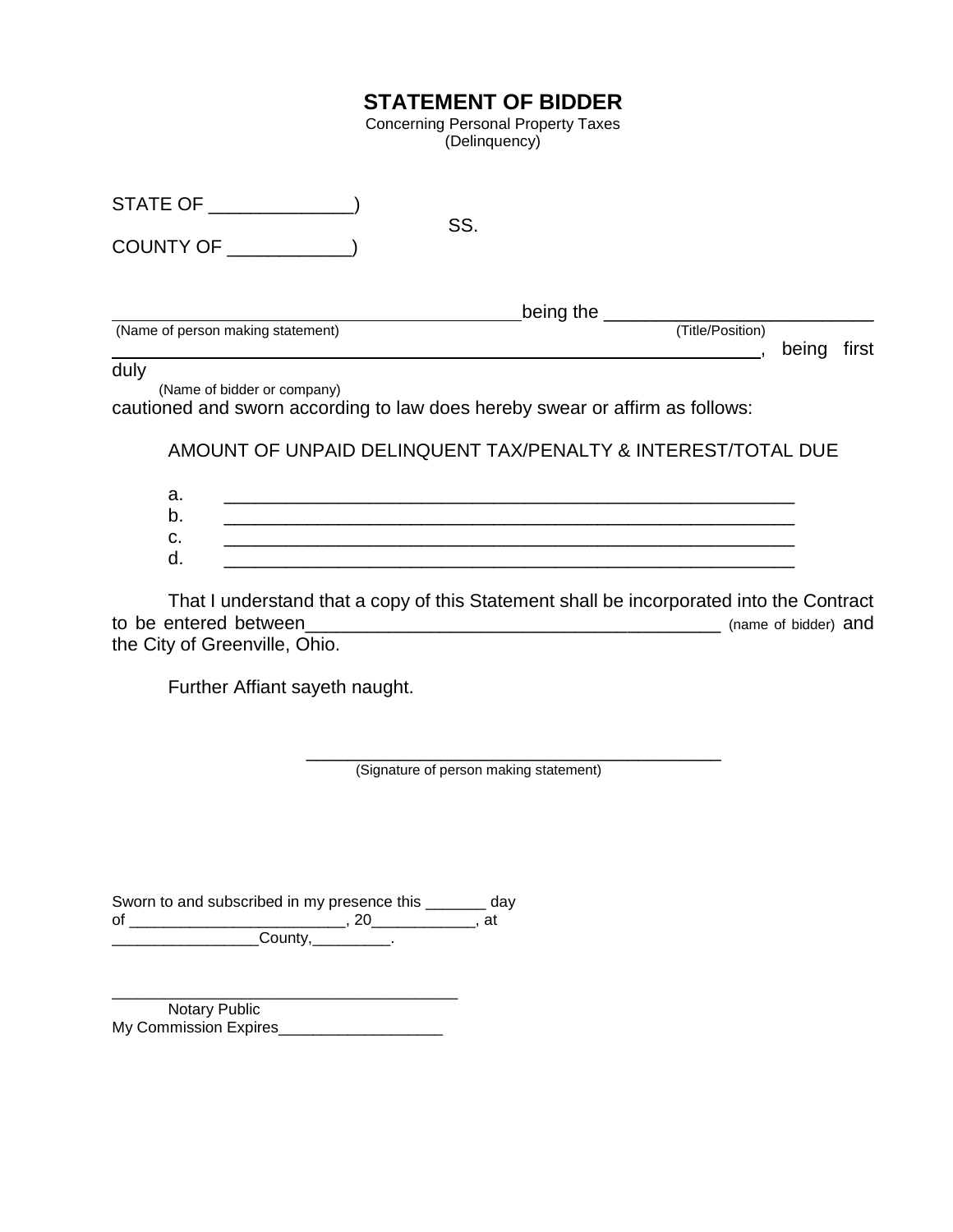# STATEMENT OF BIDDER

Concerning Personal Property Taxes
(Delinquency)

STATE OF ______________)
SS.
COUNTY OF ____________)

_____________________________________being the __________________________
(Name of person making statement) (Title/Position)

_______________________________________________________________, being first duly
(Name of bidder or company)

cautioned and sworn according to law does hereby swear or affirm as follows:

AMOUNT OF UNPAID DELINQUENT TAX/PENALTY & INTEREST/TOTAL DUE

a. ___________________________________________________________
b. ___________________________________________________________
c. ___________________________________________________________
d. ___________________________________________________________

That I understand that a copy of this Statement shall be incorporated into the Contract to be entered between________________________________________ (name of bidder) and the City of Greenville, Ohio.

Further Affiant sayeth naught.

____________________________________________
(Signature of person making statement)

Sworn to and subscribed in my presence this _______ day of _________________________, 20____________, at _________________County,_________.

_______________________________________
Notary Public
My Commission Expires___________________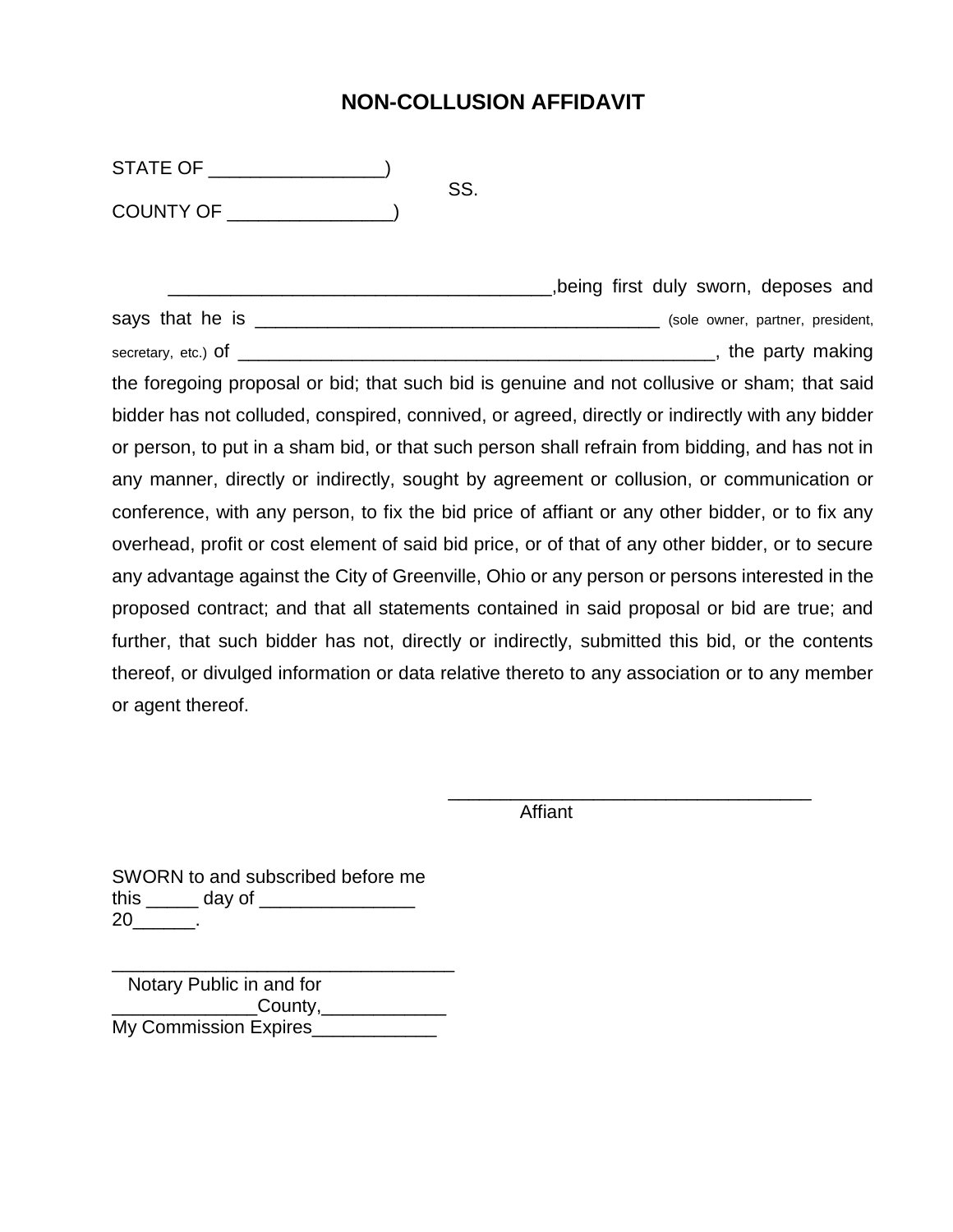# NON-COLLUSION AFFIDAVIT

STATE OF _________________)
SS.
COUNTY OF ________________)

_____________________________________,being first duly sworn, deposes and says that he is ________________________________________ (sole owner, partner, president, secretary, etc.) of __________________________________________________, the party making the foregoing proposal or bid; that such bid is genuine and not collusive or sham; that said bidder has not colluded, conspired, connived, or agreed, directly or indirectly with any bidder or person, to put in a sham bid, or that such person shall refrain from bidding, and has not in any manner, directly or indirectly, sought by agreement or collusion, or communication or conference, with any person, to fix the bid price of affiant or any other bidder, or to fix any overhead, profit or cost element of said bid price, or of that of any other bidder, or to secure any advantage against the City of Greenville, Ohio or any person or persons interested in the proposed contract; and that all statements contained in said proposal or bid are true; and further, that such bidder has not, directly or indirectly, submitted this bid, or the contents thereof, or divulged information or data relative thereto to any association or to any member or agent thereof.

____________________________________
Affiant

SWORN to and subscribed before me
this _____ day of _______________
20______.

__________________________________
Notary Public in and for
______________County,____________
My Commission Expires____________